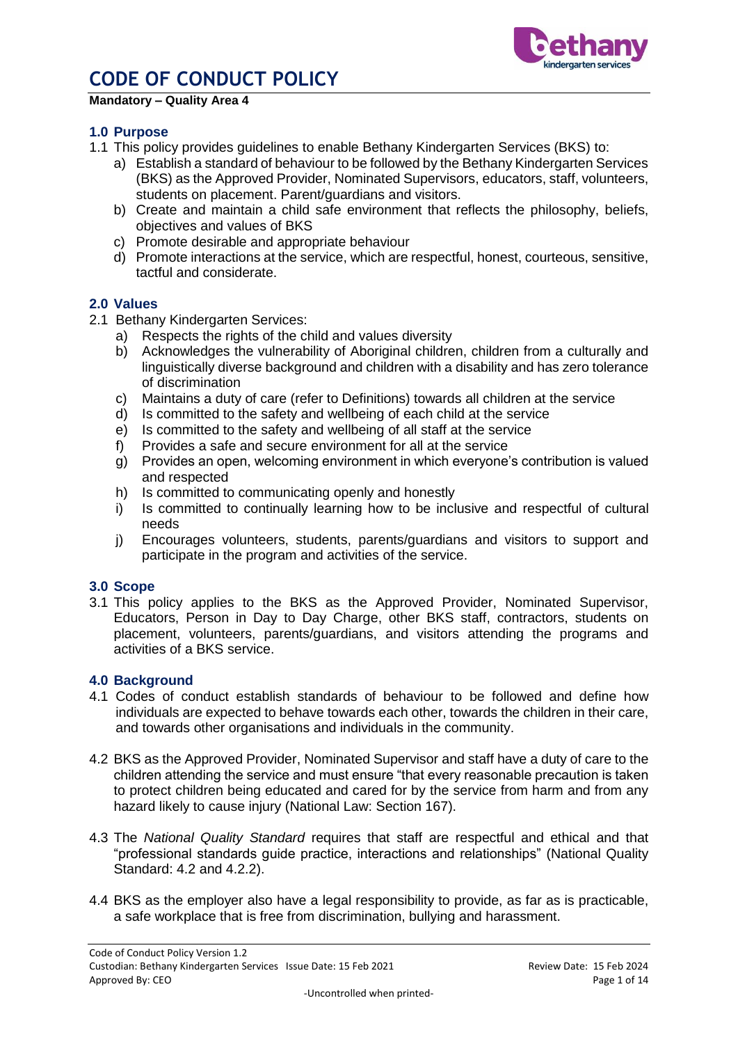# CODE OF CONDUCT POLICY

**Mandatory – Quality Area 4**

## 1.0 Purpose

1.1 This policy provides guidelines to enable Bethany Kindergarten Services (BKS) to:

a) Establish a standard of behaviour to be followed by the Bethany Kindergarten Services (BKS) as the Approved Provider, Nominated Supervisors, educators, staff, volunteers, students on placement. Parent/guardians and visitors.

b) Create and maintain a child safe environment that reflects the philosophy, beliefs, objectives and values of BKS

c) Promote desirable and appropriate behaviour

d) Promote interactions at the service, which are respectful, honest, courteous, sensitive, tactful and considerate.

## 2.0 Values

2.1 Bethany Kindergarten Services:

a) Respects the rights of the child and values diversity

b) Acknowledges the vulnerability of Aboriginal children, children from a culturally and linguistically diverse background and children with a disability and has zero tolerance of discrimination

c) Maintains a duty of care (refer to Definitions) towards all children at the service

d) Is committed to the safety and wellbeing of each child at the service

e) Is committed to the safety and wellbeing of all staff at the service

f) Provides a safe and secure environment for all at the service

g) Provides an open, welcoming environment in which everyone's contribution is valued and respected

h) Is committed to communicating openly and honestly

i) Is committed to continually learning how to be inclusive and respectful of cultural needs

j) Encourages volunteers, students, parents/guardians and visitors to support and participate in the program and activities of the service.

## 3.0 Scope

3.1 This policy applies to the BKS as the Approved Provider, Nominated Supervisor, Educators, Person in Day to Day Charge, other BKS staff, contractors, students on placement, volunteers, parents/guardians, and visitors attending the programs and activities of a BKS service.

## 4.0 Background

4.1 Codes of conduct establish standards of behaviour to be followed and define how individuals are expected to behave towards each other, towards the children in their care, and towards other organisations and individuals in the community.

4.2 BKS as the Approved Provider, Nominated Supervisor and staff have a duty of care to the children attending the service and must ensure "that every reasonable precaution is taken to protect children being educated and cared for by the service from harm and from any hazard likely to cause injury (National Law: Section 167).

4.3 The *National Quality Standard* requires that staff are respectful and ethical and that "professional standards guide practice, interactions and relationships" (National Quality Standard: 4.2 and 4.2.2).

4.4 BKS as the employer also have a legal responsibility to provide, as far as is practicable, a safe workplace that is free from discrimination, bullying and harassment.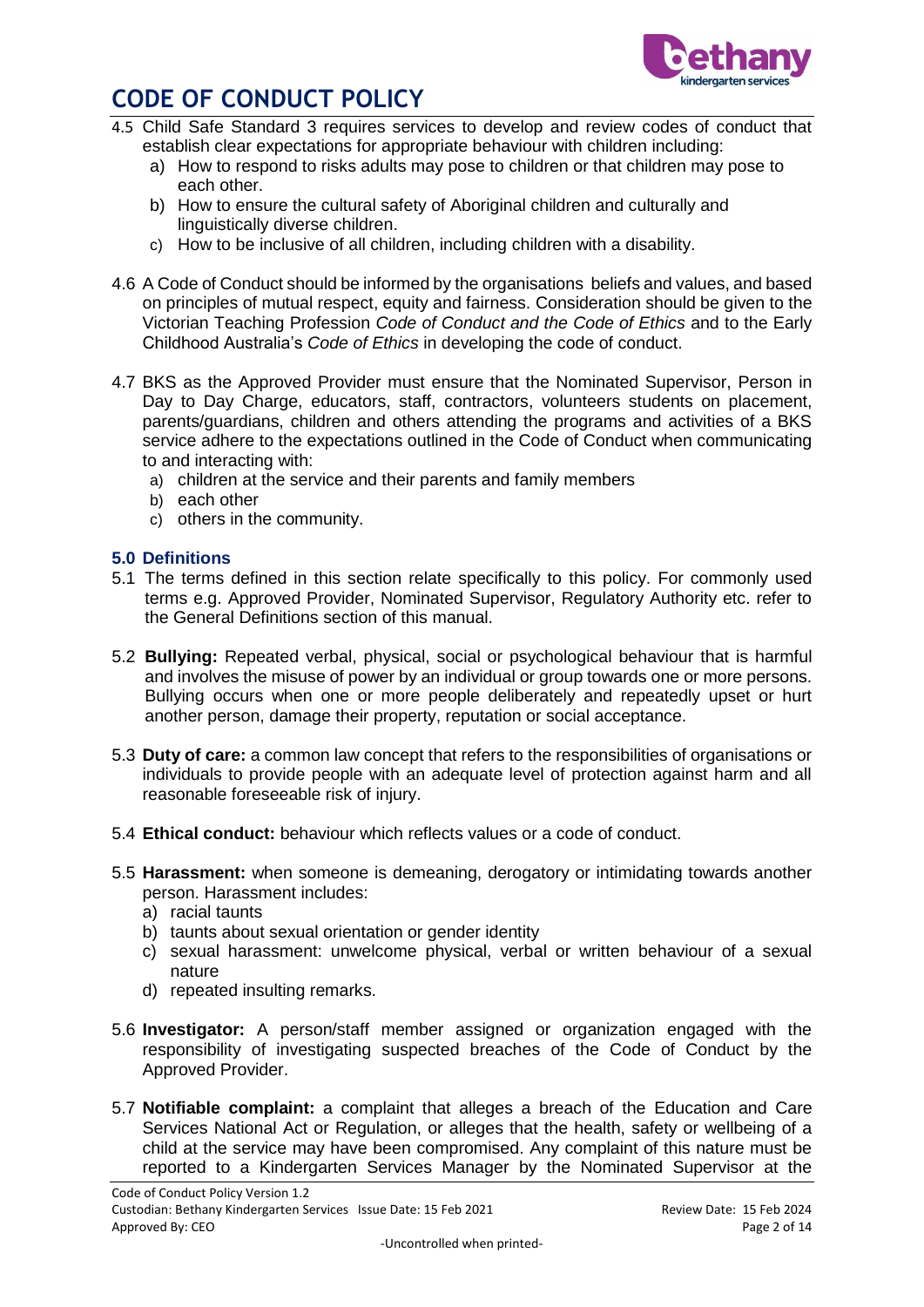4.5 Child Safe Standard 3 requires services to develop and review codes of conduct that establish clear expectations for appropriate behaviour with children including:

   a) How to respond to risks adults may pose to children or that children may pose to each other.
   b) How to ensure the cultural safety of Aboriginal children and culturally and linguistically diverse children.
   c) How to be inclusive of all children, including children with a disability.

4.6 A Code of Conduct should be informed by the organisations beliefs and values, and based on principles of mutual respect, equity and fairness. Consideration should be given to the Victorian Teaching Profession *Code of Conduct and the Code of Ethics* and to the Early Childhood Australia's *Code of Ethics* in developing the code of conduct.

4.7 BKS as the Approved Provider must ensure that the Nominated Supervisor, Person in Day to Day Charge, educators, staff, contractors, volunteers students on placement, parents/guardians, children and others attending the programs and activities of a BKS service adhere to the expectations outlined in the Code of Conduct when communicating to and interacting with:

   a) children at the service and their parents and family members
   b) each other
   c) others in the community.

### 5.0 Definitions

5.1 The terms defined in this section relate specifically to this policy. For commonly used terms e.g. Approved Provider, Nominated Supervisor, Regulatory Authority etc. refer to the General Definitions section of this manual.

5.2 **Bullying:** Repeated verbal, physical, social or psychological behaviour that is harmful and involves the misuse of power by an individual or group towards one or more persons. Bullying occurs when one or more people deliberately and repeatedly upset or hurt another person, damage their property, reputation or social acceptance.

5.3 **Duty of care:** a common law concept that refers to the responsibilities of organisations or individuals to provide people with an adequate level of protection against harm and all reasonable foreseeable risk of injury.

5.4 **Ethical conduct:** behaviour which reflects values or a code of conduct.

5.5 **Harassment:** when someone is demeaning, derogatory or intimidating towards another person. Harassment includes:

   a) racial taunts
   b) taunts about sexual orientation or gender identity
   c) sexual harassment: unwelcome physical, verbal or written behaviour of a sexual nature
   d) repeated insulting remarks.

5.6 **Investigator:** A person/staff member assigned or organization engaged with the responsibility of investigating suspected breaches of the Code of Conduct by the Approved Provider.

5.7 **Notifiable complaint:** a complaint that alleges a breach of the Education and Care Services National Act or Regulation, or alleges that the health, safety or wellbeing of a child at the service may have been compromised. Any complaint of this nature must be reported to a Kindergarten Services Manager by the Nominated Supervisor at the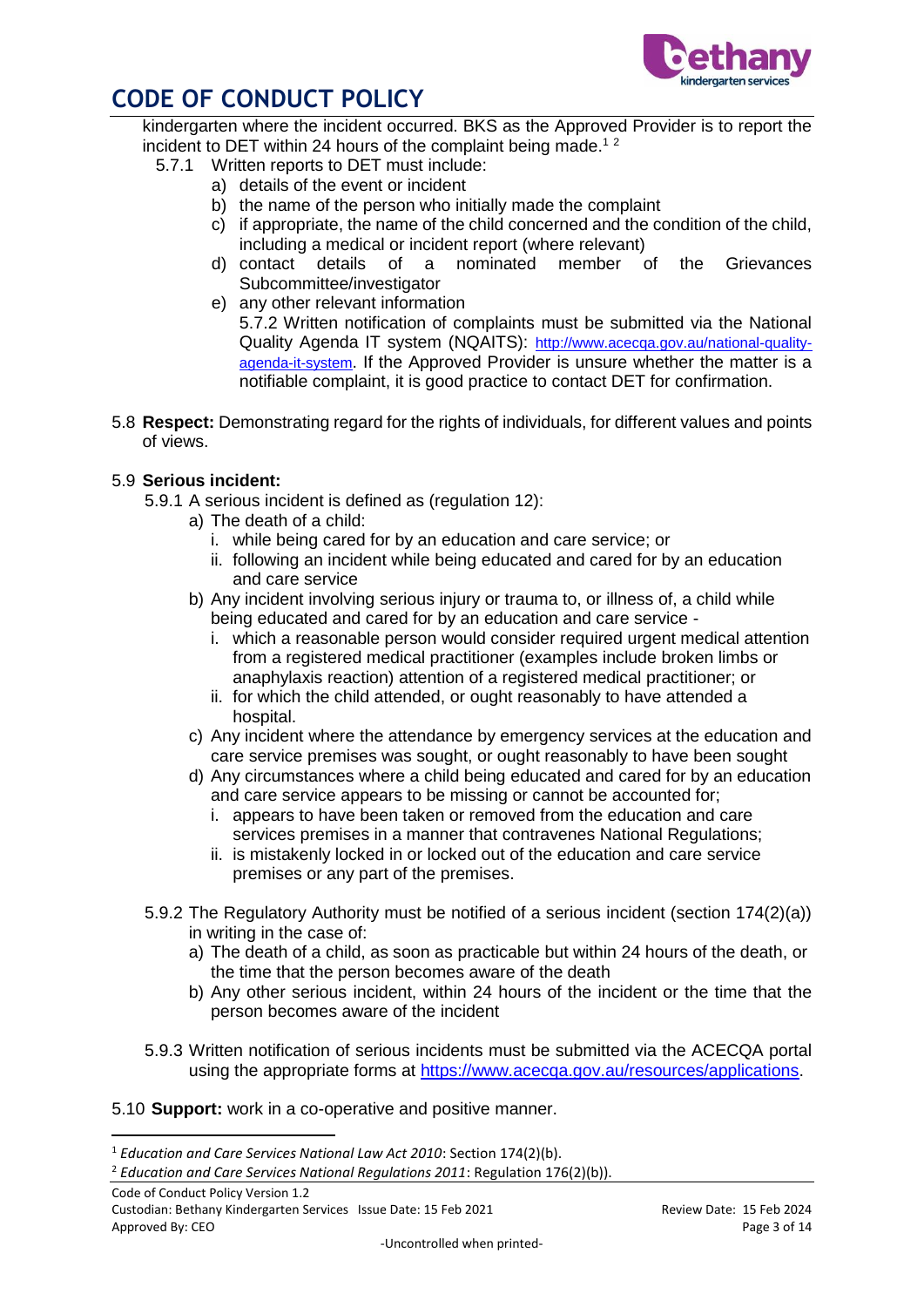kindergarten where the incident occurred. BKS as the Approved Provider is to report the incident to DET within 24 hours of the complaint being made.[1] [2]

5.7.1 Written reports to DET must include:

a) details of the event or incident
b) the name of the person who initially made the complaint
c) if appropriate, the name of the child concerned and the condition of the child, including a medical or incident report (where relevant)
d) contact details of a nominated member of the Grievances Subcommittee/investigator
e) any other relevant information

5.7.2 Written notification of complaints must be submitted via the National Quality Agenda IT system (NQAITS): http://www.acecqa.gov.au/national-quality-agenda-it-system. If the Approved Provider is unsure whether the matter is a notifiable complaint, it is good practice to contact DET for confirmation.

5.8 **Respect:** Demonstrating regard for the rights of individuals, for different values and points of views.

5.9 **Serious incident:**

5.9.1 A serious incident is defined as (regulation 12):

a) The death of a child:
   i. while being cared for by an education and care service; or
   ii. following an incident while being educated and cared for by an education and care service
b) Any incident involving serious injury or trauma to, or illness of, a child while being educated and cared for by an education and care service -
   i. which a reasonable person would consider required urgent medical attention from a registered medical practitioner (examples include broken limbs or anaphylaxis reaction) attention of a registered medical practitioner; or
   ii. for which the child attended, or ought reasonably to have attended a hospital.
c) Any incident where the attendance by emergency services at the education and care service premises was sought, or ought reasonably to have been sought
d) Any circumstances where a child being educated and cared for by an education and care service appears to be missing or cannot be accounted for;
   i. appears to have been taken or removed from the education and care services premises in a manner that contravenes National Regulations;
   ii. is mistakenly locked in or locked out of the education and care service premises or any part of the premises.

5.9.2 The Regulatory Authority must be notified of a serious incident (section 174(2)(a)) in writing in the case of:

a) The death of a child, as soon as practicable but within 24 hours of the death, or the time that the person becomes aware of the death
b) Any other serious incident, within 24 hours of the incident or the time that the person becomes aware of the incident

5.9.3 Written notification of serious incidents must be submitted via the ACECQA portal using the appropriate forms at https://www.acecqa.gov.au/resources/applications.

5.10 **Support:** work in a co-operative and positive manner.

---

[1] *Education and Care Services National Law Act 2010*: Section 174(2)(b).

[2] *Education and Care Services National Regulations 2011*: Regulation 176(2)(b)).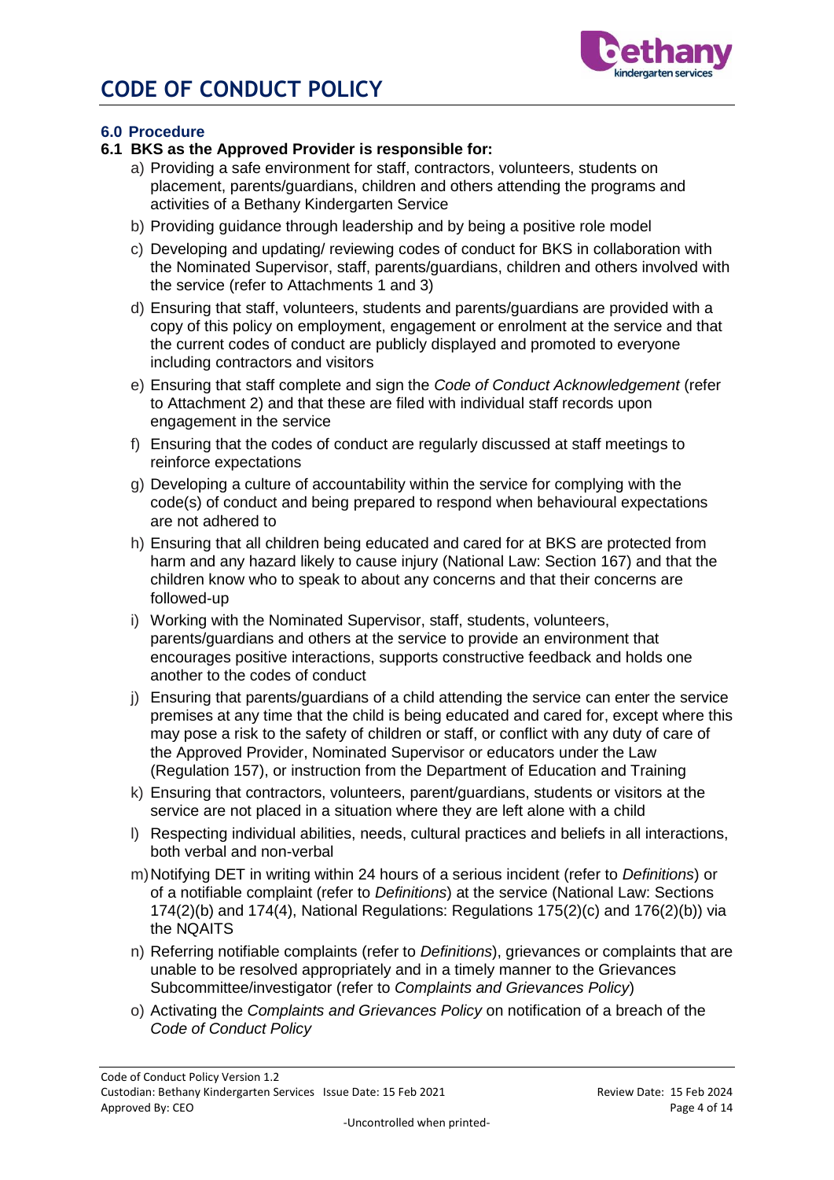### 6.0 Procedure

#### 6.1 BKS as the Approved Provider is responsible for:

a) Providing a safe environment for staff, contractors, volunteers, students on placement, parents/guardians, children and others attending the programs and activities of a Bethany Kindergarten Service

b) Providing guidance through leadership and by being a positive role model

c) Developing and updating/ reviewing codes of conduct for BKS in collaboration with the Nominated Supervisor, staff, parents/guardians, children and others involved with the service (refer to Attachments 1 and 3)

d) Ensuring that staff, volunteers, students and parents/guardians are provided with a copy of this policy on employment, engagement or enrolment at the service and that the current codes of conduct are publicly displayed and promoted to everyone including contractors and visitors

e) Ensuring that staff complete and sign the *Code of Conduct Acknowledgement* (refer to Attachment 2) and that these are filed with individual staff records upon engagement in the service

f) Ensuring that the codes of conduct are regularly discussed at staff meetings to reinforce expectations

g) Developing a culture of accountability within the service for complying with the code(s) of conduct and being prepared to respond when behavioural expectations are not adhered to

h) Ensuring that all children being educated and cared for at BKS are protected from harm and any hazard likely to cause injury (National Law: Section 167) and that the children know who to speak to about any concerns and that their concerns are followed-up

i) Working with the Nominated Supervisor, staff, students, volunteers, parents/guardians and others at the service to provide an environment that encourages positive interactions, supports constructive feedback and holds one another to the codes of conduct

j) Ensuring that parents/guardians of a child attending the service can enter the service premises at any time that the child is being educated and cared for, except where this may pose a risk to the safety of children or staff, or conflict with any duty of care of the Approved Provider, Nominated Supervisor or educators under the Law (Regulation 157), or instruction from the Department of Education and Training

k) Ensuring that contractors, volunteers, parent/guardians, students or visitors at the service are not placed in a situation where they are left alone with a child

l) Respecting individual abilities, needs, cultural practices and beliefs in all interactions, both verbal and non-verbal

m) Notifying DET in writing within 24 hours of a serious incident (refer to *Definitions*) or of a notifiable complaint (refer to *Definitions*) at the service (National Law: Sections 174(2)(b) and 174(4), National Regulations: Regulations 175(2)(c) and 176(2)(b)) via the NQAITS

n) Referring notifiable complaints (refer to *Definitions*), grievances or complaints that are unable to be resolved appropriately and in a timely manner to the Grievances Subcommittee/investigator (refer to *Complaints and Grievances Policy*)

o) Activating the *Complaints and Grievances Policy* on notification of a breach of the *Code of Conduct Policy*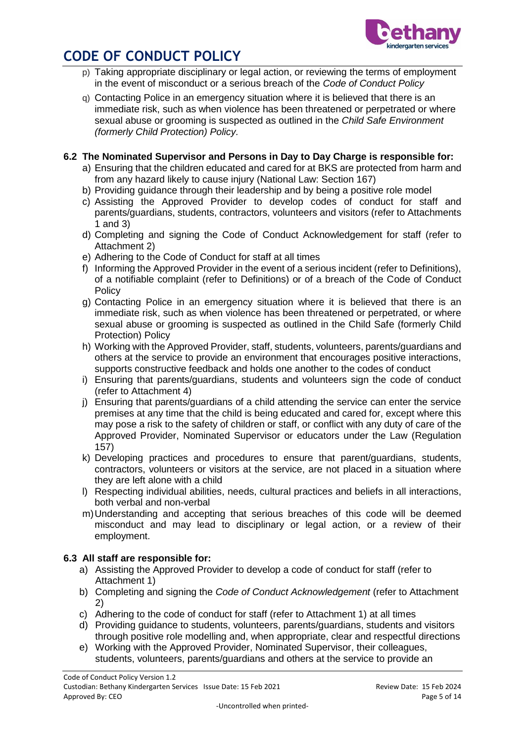p) Taking appropriate disciplinary or legal action, or reviewing the terms of employment in the event of misconduct or a serious breach of the *Code of Conduct Policy*

q) Contacting Police in an emergency situation where it is believed that there is an immediate risk, such as when violence has been threatened or perpetrated or where sexual abuse or grooming is suspected as outlined in the *Child Safe Environment (formerly Child Protection) Policy.*

### 6.2 The Nominated Supervisor and Persons in Day to Day Charge is responsible for:

a) Ensuring that the children educated and cared for at BKS are protected from harm and from any hazard likely to cause injury (National Law: Section 167)

b) Providing guidance through their leadership and by being a positive role model

c) Assisting the Approved Provider to develop codes of conduct for staff and parents/guardians, students, contractors, volunteers and visitors (refer to Attachments 1 and 3)

d) Completing and signing the Code of Conduct Acknowledgement for staff (refer to Attachment 2)

e) Adhering to the Code of Conduct for staff at all times

f) Informing the Approved Provider in the event of a serious incident (refer to Definitions), of a notifiable complaint (refer to Definitions) or of a breach of the Code of Conduct Policy

g) Contacting Police in an emergency situation where it is believed that there is an immediate risk, such as when violence has been threatened or perpetrated, or where sexual abuse or grooming is suspected as outlined in the Child Safe (formerly Child Protection) Policy

h) Working with the Approved Provider, staff, students, volunteers, parents/guardians and others at the service to provide an environment that encourages positive interactions, supports constructive feedback and holds one another to the codes of conduct

i) Ensuring that parents/guardians, students and volunteers sign the code of conduct (refer to Attachment 4)

j) Ensuring that parents/guardians of a child attending the service can enter the service premises at any time that the child is being educated and cared for, except where this may pose a risk to the safety of children or staff, or conflict with any duty of care of the Approved Provider, Nominated Supervisor or educators under the Law (Regulation 157)

k) Developing practices and procedures to ensure that parent/guardians, students, contractors, volunteers or visitors at the service, are not placed in a situation where they are left alone with a child

l) Respecting individual abilities, needs, cultural practices and beliefs in all interactions, both verbal and non-verbal

m) Understanding and accepting that serious breaches of this code will be deemed misconduct and may lead to disciplinary or legal action, or a review of their employment.

### 6.3 All staff are responsible for:

a) Assisting the Approved Provider to develop a code of conduct for staff (refer to Attachment 1)

b) Completing and signing the *Code of Conduct Acknowledgement* (refer to Attachment 2)

c) Adhering to the code of conduct for staff (refer to Attachment 1) at all times

d) Providing guidance to students, volunteers, parents/guardians, students and visitors through positive role modelling and, when appropriate, clear and respectful directions

e) Working with the Approved Provider, Nominated Supervisor, their colleagues, students, volunteers, parents/guardians and others at the service to provide an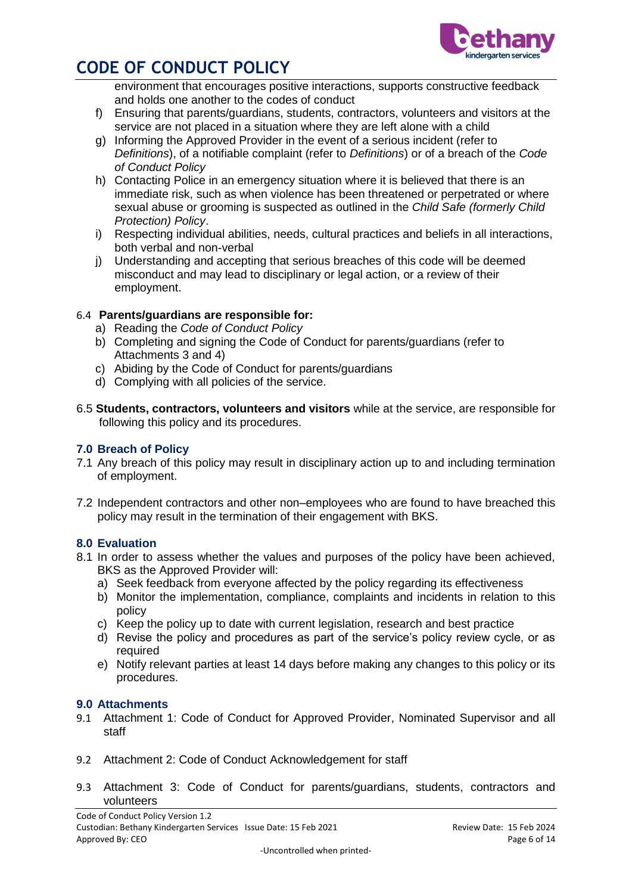environment that encourages positive interactions, supports constructive feedback and holds one another to the codes of conduct

f) Ensuring that parents/guardians, students, contractors, volunteers and visitors at the service are not placed in a situation where they are left alone with a child
g) Informing the Approved Provider in the event of a serious incident (refer to *Definitions*), of a notifiable complaint (refer to *Definitions*) or of a breach of the *Code of Conduct Policy*
h) Contacting Police in an emergency situation where it is believed that there is an immediate risk, such as when violence has been threatened or perpetrated or where sexual abuse or grooming is suspected as outlined in the *Child Safe (formerly Child Protection) Policy*.
i) Respecting individual abilities, needs, cultural practices and beliefs in all interactions, both verbal and non-verbal
j) Understanding and accepting that serious breaches of this code will be deemed misconduct and may lead to disciplinary or legal action, or a review of their employment.

6.4 **Parents/guardians are responsible for:**

a) Reading the *Code of Conduct Policy*
b) Completing and signing the Code of Conduct for parents/guardians (refer to Attachments 3 and 4)
c) Abiding by the Code of Conduct for parents/guardians
d) Complying with all policies of the service.

6.5 **Students, contractors, volunteers and visitors** while at the service, are responsible for following this policy and its procedures.

## 7.0 Breach of Policy

7.1 Any breach of this policy may result in disciplinary action up to and including termination of employment.

7.2 Independent contractors and other non–employees who are found to have breached this policy may result in the termination of their engagement with BKS.

## 8.0 Evaluation

8.1 In order to assess whether the values and purposes of the policy have been achieved, BKS as the Approved Provider will:

a) Seek feedback from everyone affected by the policy regarding its effectiveness
b) Monitor the implementation, compliance, complaints and incidents in relation to this policy
c) Keep the policy up to date with current legislation, research and best practice
d) Revise the policy and procedures as part of the service's policy review cycle, or as required
e) Notify relevant parties at least 14 days before making any changes to this policy or its procedures.

## 9.0 Attachments

9.1 Attachment 1: Code of Conduct for Approved Provider, Nominated Supervisor and all staff

9.2 Attachment 2: Code of Conduct Acknowledgement for staff

9.3 Attachment 3: Code of Conduct for parents/guardians, students, contractors and volunteers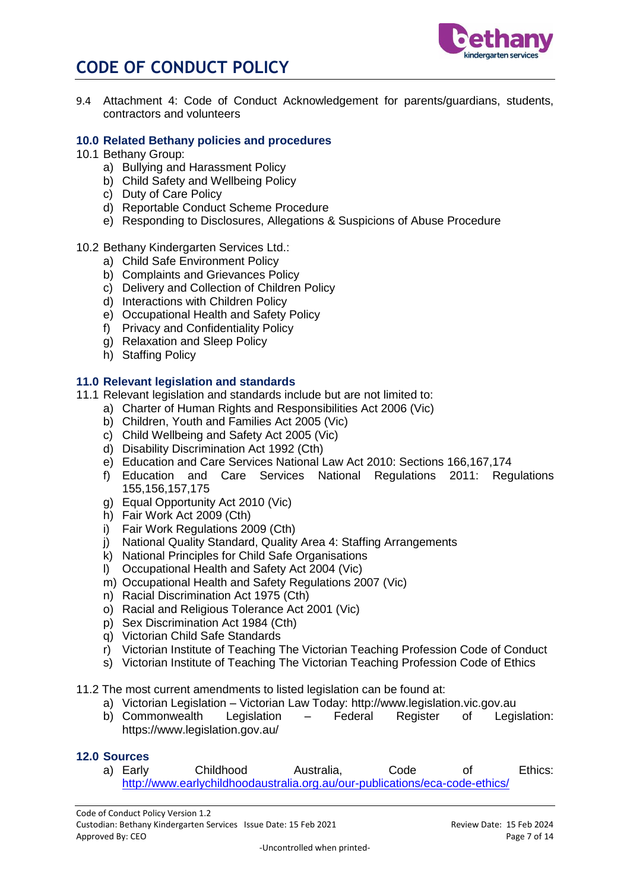9.4 Attachment 4: Code of Conduct Acknowledgement for parents/guardians, students, contractors and volunteers

### 10.0 Related Bethany policies and procedures

10.1 Bethany Group:

a) Bullying and Harassment Policy
b) Child Safety and Wellbeing Policy
c) Duty of Care Policy
d) Reportable Conduct Scheme Procedure
e) Responding to Disclosures, Allegations & Suspicions of Abuse Procedure

10.2 Bethany Kindergarten Services Ltd.:

a) Child Safe Environment Policy
b) Complaints and Grievances Policy
c) Delivery and Collection of Children Policy
d) Interactions with Children Policy
e) Occupational Health and Safety Policy
f) Privacy and Confidentiality Policy
g) Relaxation and Sleep Policy
h) Staffing Policy

### 11.0 Relevant legislation and standards

11.1 Relevant legislation and standards include but are not limited to:

a) Charter of Human Rights and Responsibilities Act 2006 (Vic)
b) Children, Youth and Families Act 2005 (Vic)
c) Child Wellbeing and Safety Act 2005 (Vic)
d) Disability Discrimination Act 1992 (Cth)
e) Education and Care Services National Law Act 2010: Sections 166,167,174
f) Education and Care Services National Regulations 2011: Regulations 155,156,157,175
g) Equal Opportunity Act 2010 (Vic)
h) Fair Work Act 2009 (Cth)
i) Fair Work Regulations 2009 (Cth)
j) National Quality Standard, Quality Area 4: Staffing Arrangements
k) National Principles for Child Safe Organisations
l) Occupational Health and Safety Act 2004 (Vic)
m) Occupational Health and Safety Regulations 2007 (Vic)
n) Racial Discrimination Act 1975 (Cth)
o) Racial and Religious Tolerance Act 2001 (Vic)
p) Sex Discrimination Act 1984 (Cth)
q) Victorian Child Safe Standards
r) Victorian Institute of Teaching The Victorian Teaching Profession Code of Conduct
s) Victorian Institute of Teaching The Victorian Teaching Profession Code of Ethics

11.2 The most current amendments to listed legislation can be found at:

a) Victorian Legislation – Victorian Law Today: http://www.legislation.vic.gov.au
b) Commonwealth Legislation – Federal Register of Legislation: https://www.legislation.gov.au/

### 12.0 Sources

a) Early Childhood Australia, Code of Ethics: http://www.earlychildhoodaustralia.org.au/our-publications/eca-code-ethics/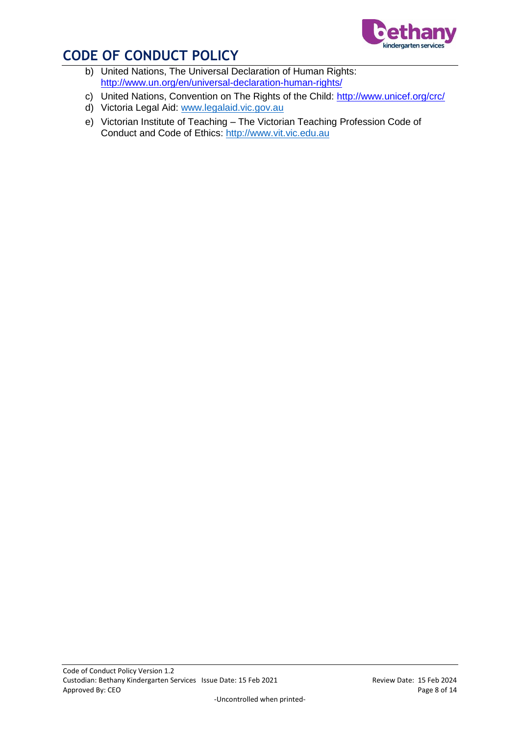b) United Nations, The Universal Declaration of Human Rights: http://www.un.org/en/universal-declaration-human-rights/
c) United Nations, Convention on The Rights of the Child: http://www.unicef.org/crc/
d) Victoria Legal Aid: www.legalaid.vic.gov.au
e) Victorian Institute of Teaching – The Victorian Teaching Profession Code of Conduct and Code of Ethics: http://www.vit.vic.edu.au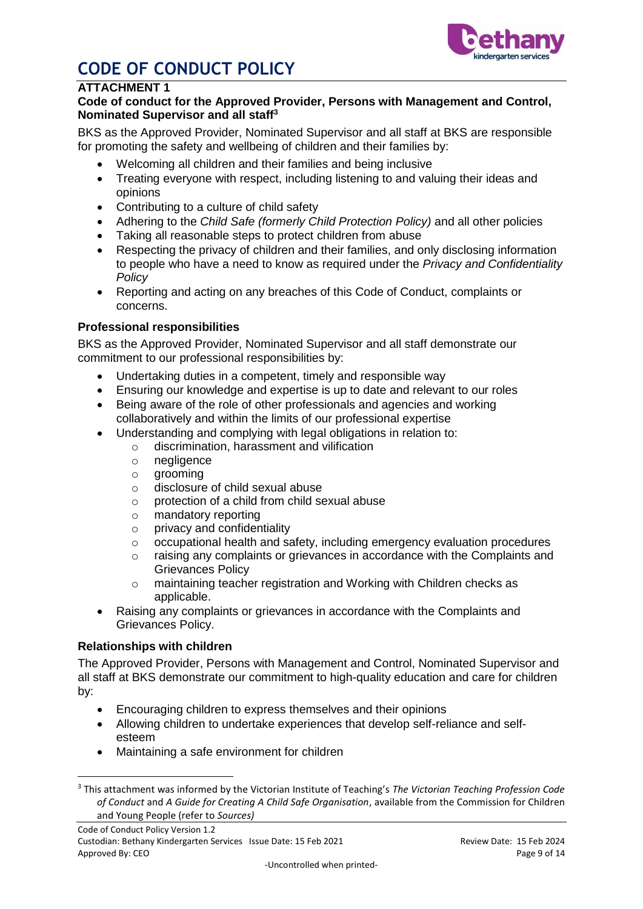# CODE OF CONDUCT POLICY

## ATTACHMENT 1

### Code of conduct for the Approved Provider, Persons with Management and Control, Nominated Supervisor and all staff[3]

BKS as the Approved Provider, Nominated Supervisor and all staff at BKS are responsible for promoting the safety and wellbeing of children and their families by:

- Welcoming all children and their families and being inclusive
- Treating everyone with respect, including listening to and valuing their ideas and opinions
- Contributing to a culture of child safety
- Adhering to the *Child Safe (formerly Child Protection Policy)* and all other policies
- Taking all reasonable steps to protect children from abuse
- Respecting the privacy of children and their families, and only disclosing information to people who have a need to know as required under the *Privacy and Confidentiality Policy*
- Reporting and acting on any breaches of this Code of Conduct, complaints or concerns.

### Professional responsibilities

BKS as the Approved Provider, Nominated Supervisor and all staff demonstrate our commitment to our professional responsibilities by:

- Undertaking duties in a competent, timely and responsible way
- Ensuring our knowledge and expertise is up to date and relevant to our roles
- Being aware of the role of other professionals and agencies and working collaboratively and within the limits of our professional expertise
- Understanding and complying with legal obligations in relation to:
  - discrimination, harassment and vilification
  - negligence
  - grooming
  - disclosure of child sexual abuse
  - protection of a child from child sexual abuse
  - mandatory reporting
  - privacy and confidentiality
  - occupational health and safety, including emergency evaluation procedures
  - raising any complaints or grievances in accordance with the Complaints and Grievances Policy
  - maintaining teacher registration and Working with Children checks as applicable.
- Raising any complaints or grievances in accordance with the Complaints and Grievances Policy.

### Relationships with children

The Approved Provider, Persons with Management and Control, Nominated Supervisor and all staff at BKS demonstrate our commitment to high-quality education and care for children by:

- Encouraging children to express themselves and their opinions
- Allowing children to undertake experiences that develop self-reliance and self-esteem
- Maintaining a safe environment for children

---

[3] This attachment was informed by the Victorian Institute of Teaching's *The Victorian Teaching Profession Code of Conduct* and *A Guide for Creating A Child Safe Organisation*, available from the Commission for Children and Young People (refer to *Sources)*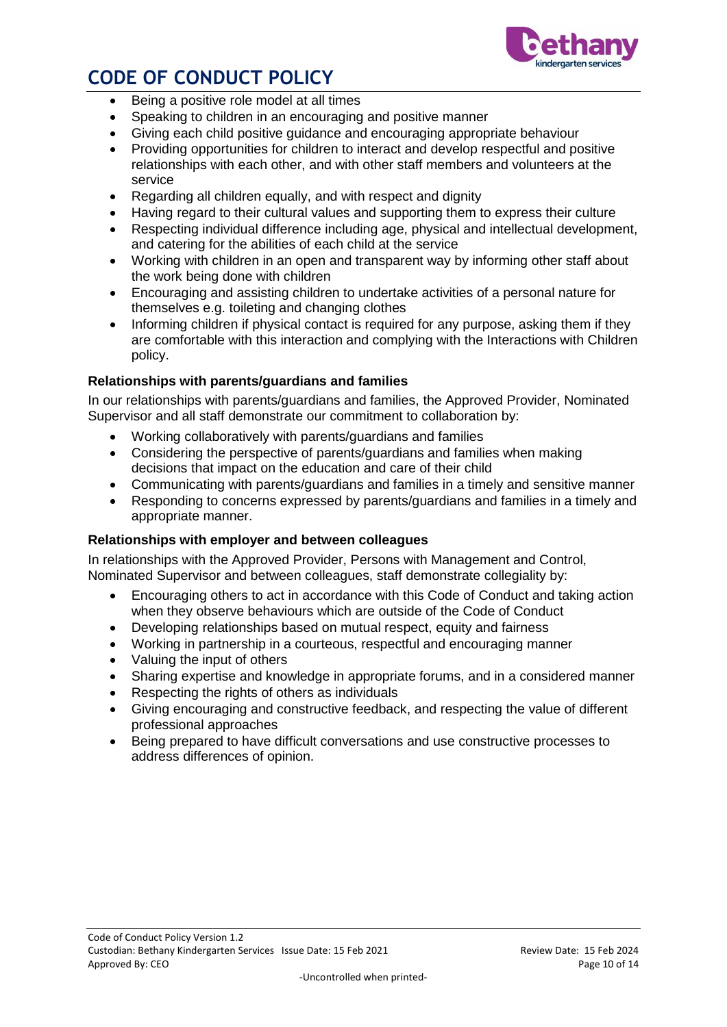- Being a positive role model at all times
- Speaking to children in an encouraging and positive manner
- Giving each child positive guidance and encouraging appropriate behaviour
- Providing opportunities for children to interact and develop respectful and positive relationships with each other, and with other staff members and volunteers at the service
- Regarding all children equally, and with respect and dignity
- Having regard to their cultural values and supporting them to express their culture
- Respecting individual difference including age, physical and intellectual development, and catering for the abilities of each child at the service
- Working with children in an open and transparent way by informing other staff about the work being done with children
- Encouraging and assisting children to undertake activities of a personal nature for themselves e.g. toileting and changing clothes
- Informing children if physical contact is required for any purpose, asking them if they are comfortable with this interaction and complying with the Interactions with Children policy.

**Relationships with parents/guardians and families**

In our relationships with parents/guardians and families, the Approved Provider, Nominated Supervisor and all staff demonstrate our commitment to collaboration by:

- Working collaboratively with parents/guardians and families
- Considering the perspective of parents/guardians and families when making decisions that impact on the education and care of their child
- Communicating with parents/guardians and families in a timely and sensitive manner
- Responding to concerns expressed by parents/guardians and families in a timely and appropriate manner.

**Relationships with employer and between colleagues**

In relationships with the Approved Provider, Persons with Management and Control, Nominated Supervisor and between colleagues, staff demonstrate collegiality by:

- Encouraging others to act in accordance with this Code of Conduct and taking action when they observe behaviours which are outside of the Code of Conduct
- Developing relationships based on mutual respect, equity and fairness
- Working in partnership in a courteous, respectful and encouraging manner
- Valuing the input of others
- Sharing expertise and knowledge in appropriate forums, and in a considered manner
- Respecting the rights of others as individuals
- Giving encouraging and constructive feedback, and respecting the value of different professional approaches
- Being prepared to have difficult conversations and use constructive processes to address differences of opinion.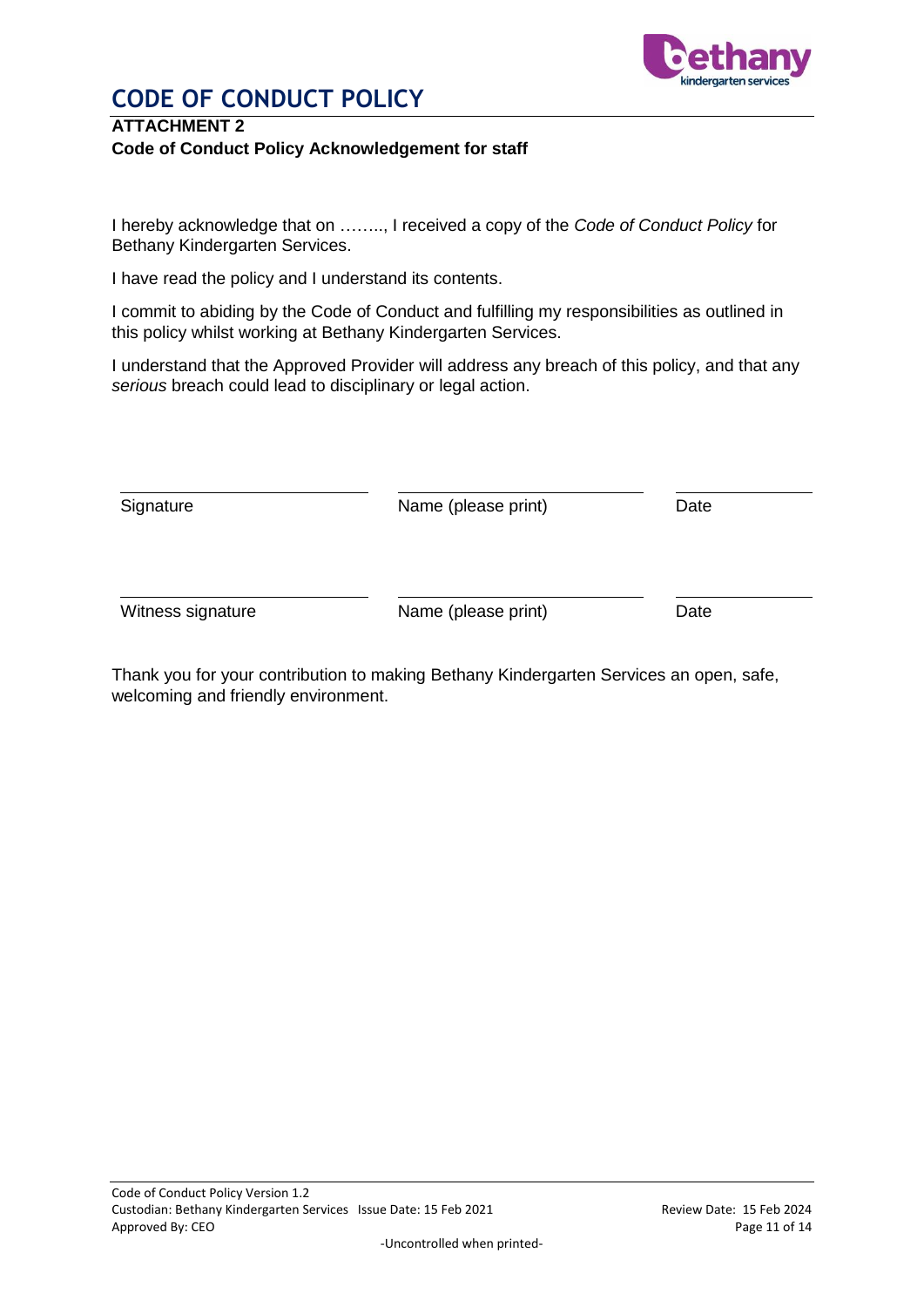# CODE OF CONDUCT POLICY

## ATTACHMENT 2

**Code of Conduct Policy Acknowledgement for staff**

I hereby acknowledge that on …….., I received a copy of the *Code of Conduct Policy* for Bethany Kindergarten Services.

I have read the policy and I understand its contents.

I commit to abiding by the Code of Conduct and fulfilling my responsibilities as outlined in this policy whilst working at Bethany Kindergarten Services.

I understand that the Approved Provider will address any breach of this policy, and that any *serious* breach could lead to disciplinary or legal action.

| Signature | Name (please print) | Date |
| --- | --- | --- |
| Witness signature | Name (please print) | Date |

Thank you for your contribution to making Bethany Kindergarten Services an open, safe, welcoming and friendly environment.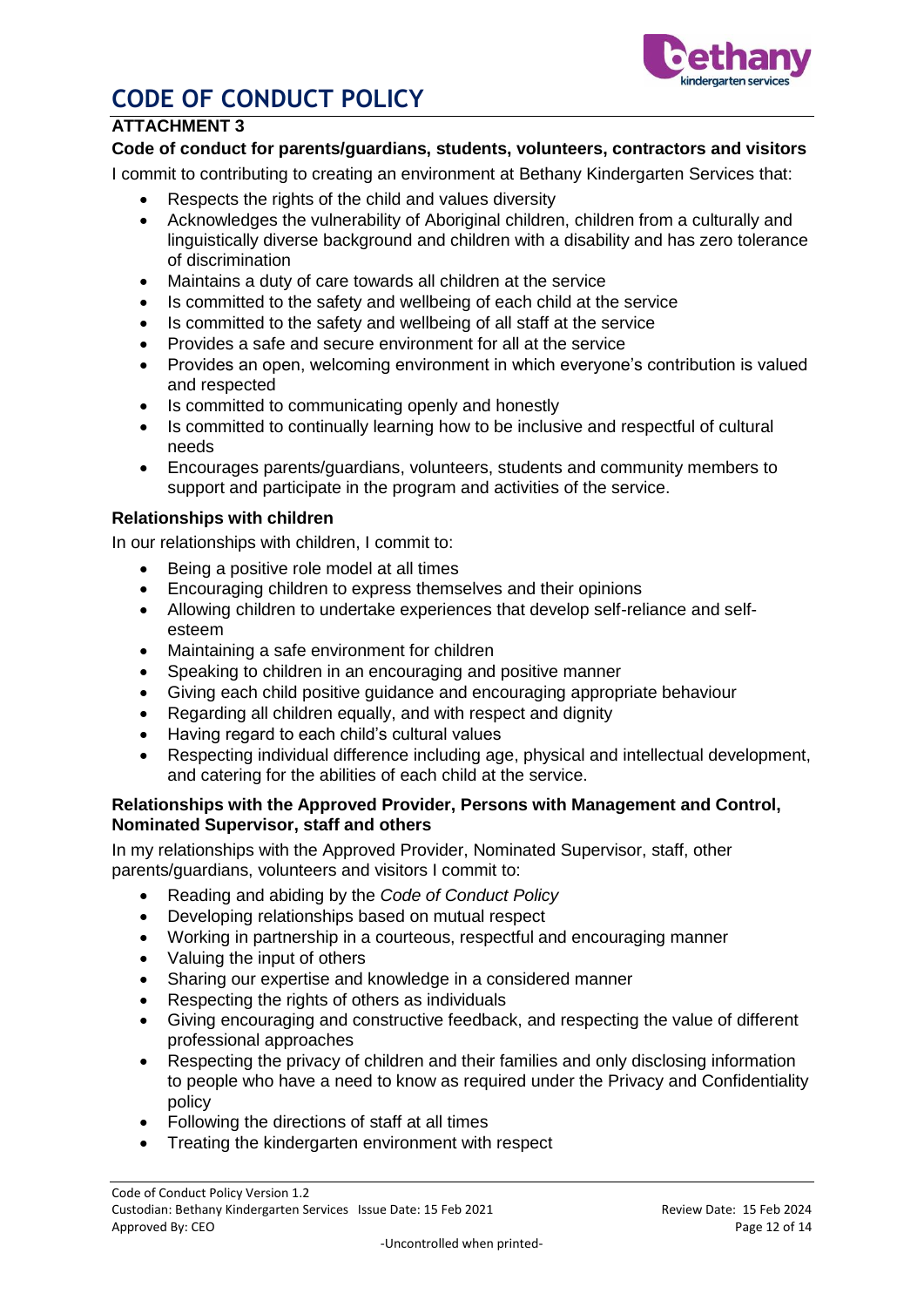# CODE OF CONDUCT POLICY

## ATTACHMENT 3

### Code of conduct for parents/guardians, students, volunteers, contractors and visitors

I commit to contributing to creating an environment at Bethany Kindergarten Services that:

- Respects the rights of the child and values diversity
- Acknowledges the vulnerability of Aboriginal children, children from a culturally and linguistically diverse background and children with a disability and has zero tolerance of discrimination
- Maintains a duty of care towards all children at the service
- Is committed to the safety and wellbeing of each child at the service
- Is committed to the safety and wellbeing of all staff at the service
- Provides a safe and secure environment for all at the service
- Provides an open, welcoming environment in which everyone's contribution is valued and respected
- Is committed to communicating openly and honestly
- Is committed to continually learning how to be inclusive and respectful of cultural needs
- Encourages parents/guardians, volunteers, students and community members to support and participate in the program and activities of the service.

### Relationships with children

In our relationships with children, I commit to:

- Being a positive role model at all times
- Encouraging children to express themselves and their opinions
- Allowing children to undertake experiences that develop self-reliance and self-esteem
- Maintaining a safe environment for children
- Speaking to children in an encouraging and positive manner
- Giving each child positive guidance and encouraging appropriate behaviour
- Regarding all children equally, and with respect and dignity
- Having regard to each child's cultural values
- Respecting individual difference including age, physical and intellectual development, and catering for the abilities of each child at the service.

### Relationships with the Approved Provider, Persons with Management and Control, Nominated Supervisor, staff and others

In my relationships with the Approved Provider, Nominated Supervisor, staff, other parents/guardians, volunteers and visitors I commit to:

- Reading and abiding by the *Code of Conduct Policy*
- Developing relationships based on mutual respect
- Working in partnership in a courteous, respectful and encouraging manner
- Valuing the input of others
- Sharing our expertise and knowledge in a considered manner
- Respecting the rights of others as individuals
- Giving encouraging and constructive feedback, and respecting the value of different professional approaches
- Respecting the privacy of children and their families and only disclosing information to people who have a need to know as required under the Privacy and Confidentiality policy
- Following the directions of staff at all times
- Treating the kindergarten environment with respect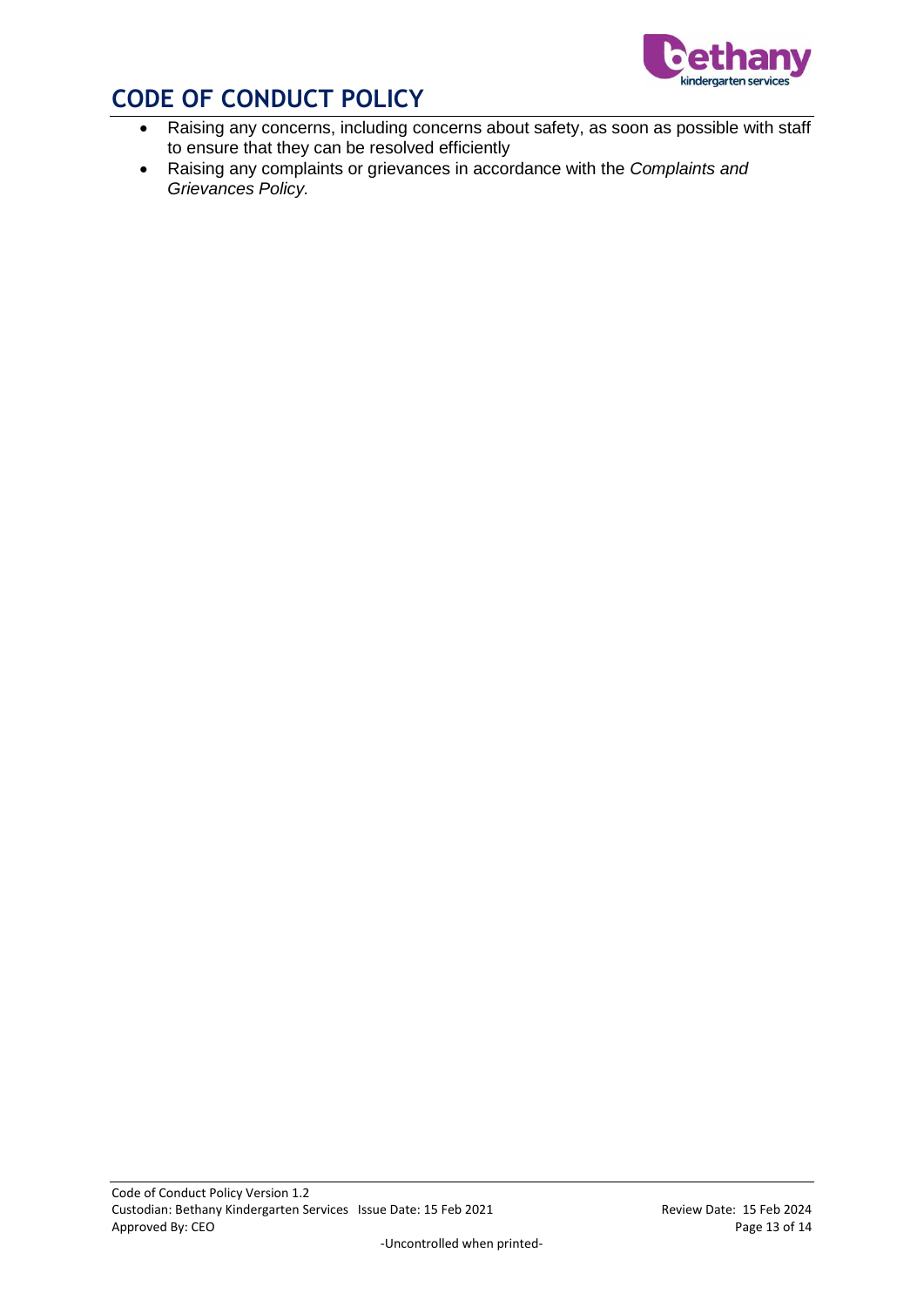- Raising any concerns, including concerns about safety, as soon as possible with staff to ensure that they can be resolved efficiently
- Raising any complaints or grievances in accordance with the *Complaints and Grievances Policy.*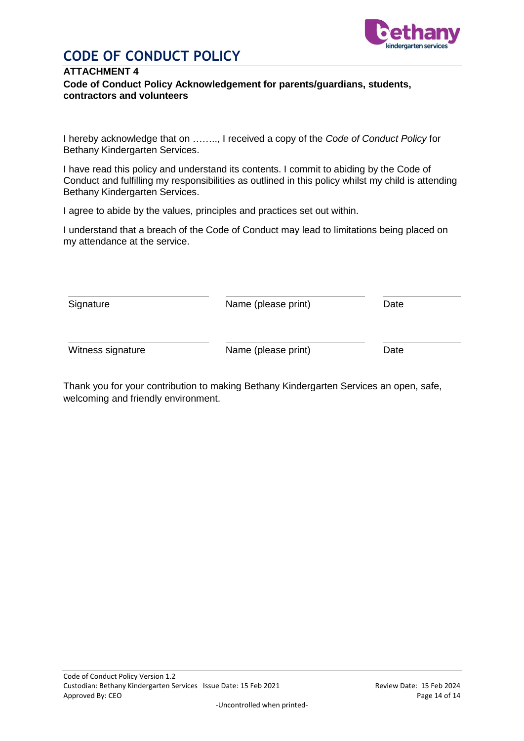# CODE OF CONDUCT POLICY

## ATTACHMENT 4

**Code of Conduct Policy Acknowledgement for parents/guardians, students, contractors and volunteers**

I hereby acknowledge that on …….., I received a copy of the *Code of Conduct Policy* for Bethany Kindergarten Services.

I have read this policy and understand its contents. I commit to abiding by the Code of Conduct and fulfilling my responsibilities as outlined in this policy whilst my child is attending Bethany Kindergarten Services.

I agree to abide by the values, principles and practices set out within.

I understand that a breach of the Code of Conduct may lead to limitations being placed on my attendance at the service.

| | | |
|---|---|---|
| Signature | Name (please print) | Date |
| Witness signature | Name (please print) | Date |

Thank you for your contribution to making Bethany Kindergarten Services an open, safe, welcoming and friendly environment.